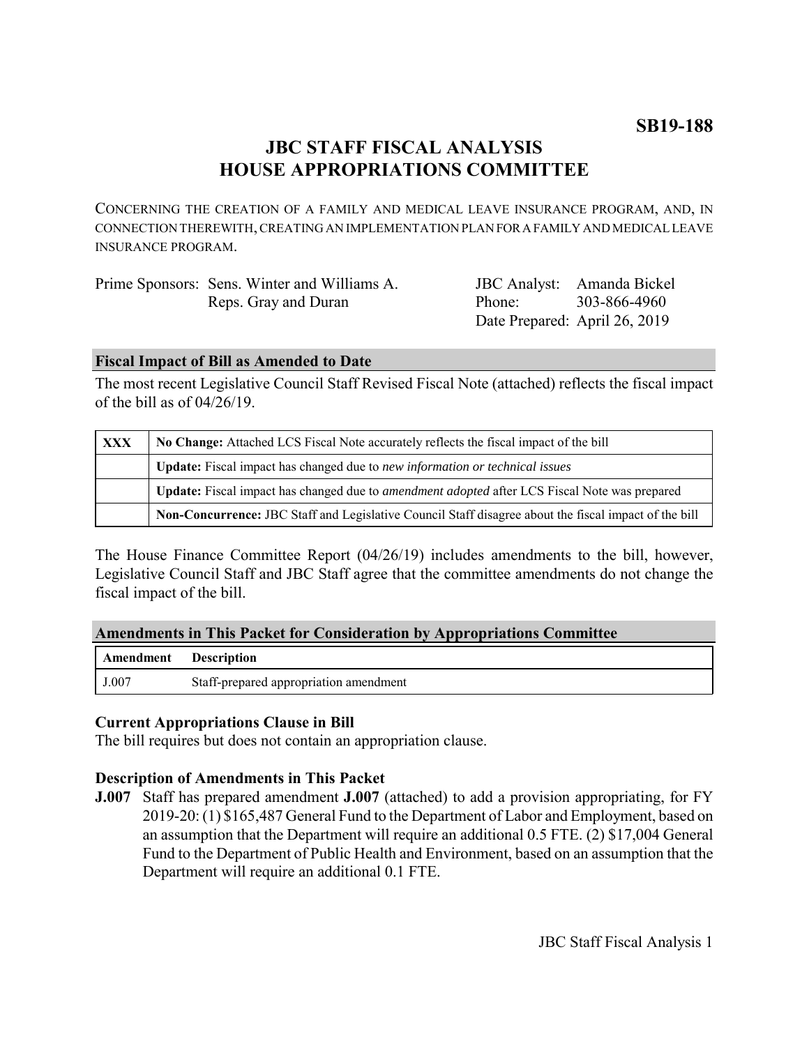**SB19-188**

# JBC STAFF FISCAL ANALYSIS
# HOUSE APPROPRIATIONS COMMITTEE

CONCERNING THE CREATION OF A FAMILY AND MEDICAL LEAVE INSURANCE PROGRAM, AND, IN CONNECTION THEREWITH, CREATING AN IMPLEMENTATION PLAN FOR A FAMILY AND MEDICAL LEAVE INSURANCE PROGRAM.

| | | | |
|---|---|---|---|
| Prime Sponsors: | Sens. Winter and Williams A. | JBC Analyst: | Amanda Bickel |
| | Reps. Gray and Duran | Phone: | 303-866-4960 |
| | | Date Prepared: | April 26, 2019 |

## Fiscal Impact of Bill as Amended to Date

The most recent Legislative Council Staff Revised Fiscal Note (attached) reflects the fiscal impact of the bill as of 04/26/19.

| | |
|---|---|
| **XXX** | **No Change:** Attached LCS Fiscal Note accurately reflects the fiscal impact of the bill |
| | **Update:** Fiscal impact has changed due to *new information or technical issues* |
| | **Update:** Fiscal impact has changed due to *amendment adopted* after LCS Fiscal Note was prepared |
| | **Non-Concurrence:** JBC Staff and Legislative Council Staff disagree about the fiscal impact of the bill |

The House Finance Committee Report (04/26/19) includes amendments to the bill, however, Legislative Council Staff and JBC Staff agree that the committee amendments do not change the fiscal impact of the bill.

## Amendments in This Packet for Consideration by Appropriations Committee

| Amendment | Description |
|---|---|
| J.007 | Staff-prepared appropriation amendment |

### Current Appropriations Clause in Bill

The bill requires but does not contain an appropriation clause.

### Description of Amendments in This Packet

**J.007** Staff has prepared amendment **J.007** (attached) to add a provision appropriating, for FY 2019-20: (1) $165,487 General Fund to the Department of Labor and Employment, based on an assumption that the Department will require an additional 0.5 FTE. (2) $17,004 General Fund to the Department of Public Health and Environment, based on an assumption that the Department will require an additional 0.1 FTE.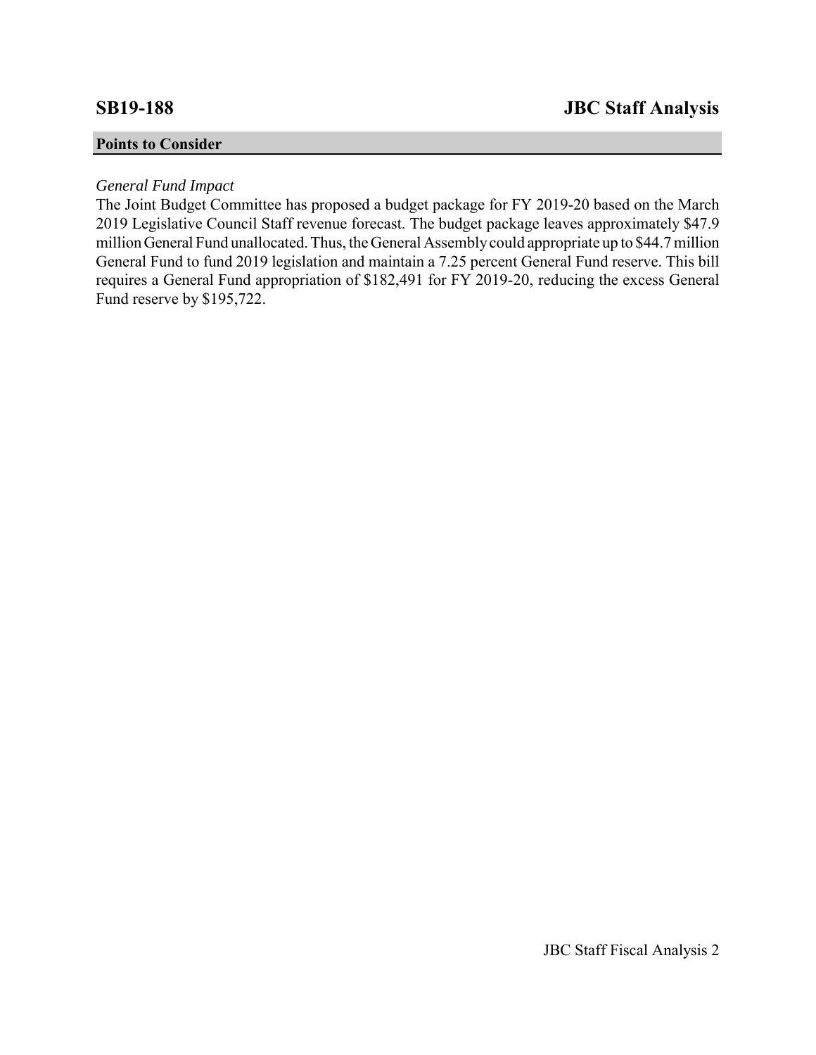## Points to Consider

*General Fund Impact*

The Joint Budget Committee has proposed a budget package for FY 2019-20 based on the March 2019 Legislative Council Staff revenue forecast. The budget package leaves approximately $47.9 million General Fund unallocated. Thus, the General Assembly could appropriate up to $44.7 million General Fund to fund 2019 legislation and maintain a 7.25 percent General Fund reserve. This bill requires a General Fund appropriation of $182,491 for FY 2019-20, reducing the excess General Fund reserve by $195,722.